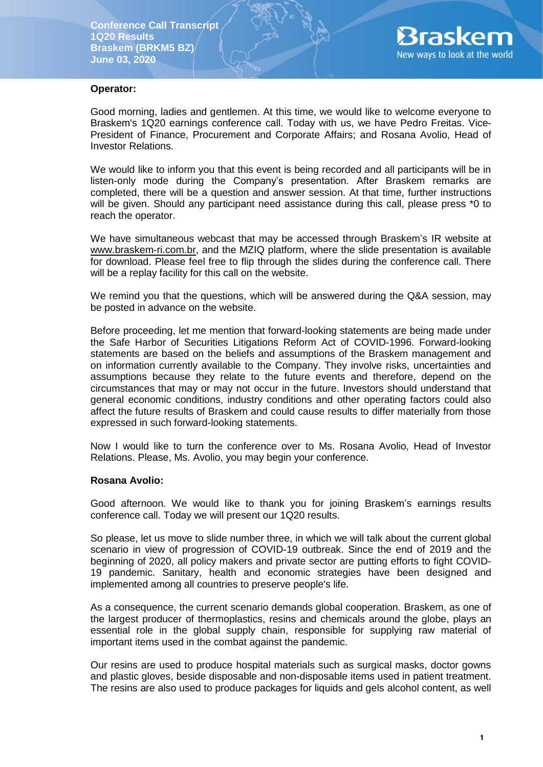**Conference Call Transcript**
**1Q20 Results**
**Braskem (BRKM5 BZ)**
**June 03, 2020**

**Operator:**

Good morning, ladies and gentlemen. At this time, we would like to welcome everyone to Braskem's 1Q20 earnings conference call. Today with us, we have Pedro Freitas. Vice-President of Finance, Procurement and Corporate Affairs; and Rosana Avolio, Head of Investor Relations.

We would like to inform you that this event is being recorded and all participants will be in listen-only mode during the Company's presentation. After Braskem remarks are completed, there will be a question and answer session. At that time, further instructions will be given. Should any participant need assistance during this call, please press *0 to reach the operator.

We have simultaneous webcast that may be accessed through Braskem's IR website at www.braskem-ri.com.br, and the MZIQ platform, where the slide presentation is available for download. Please feel free to flip through the slides during the conference call. There will be a replay facility for this call on the website.

We remind you that the questions, which will be answered during the Q&A session, may be posted in advance on the website.

Before proceeding, let me mention that forward-looking statements are being made under the Safe Harbor of Securities Litigations Reform Act of COVID-1996. Forward-looking statements are based on the beliefs and assumptions of the Braskem management and on information currently available to the Company. They involve risks, uncertainties and assumptions because they relate to the future events and therefore, depend on the circumstances that may or may not occur in the future. Investors should understand that general economic conditions, industry conditions and other operating factors could also affect the future results of Braskem and could cause results to differ materially from those expressed in such forward-looking statements.

Now I would like to turn the conference over to Ms. Rosana Avolio, Head of Investor Relations. Please, Ms. Avolio, you may begin your conference.

**Rosana Avolio:**

Good afternoon. We would like to thank you for joining Braskem's earnings results conference call. Today we will present our 1Q20 results.

So please, let us move to slide number three, in which we will talk about the current global scenario in view of progression of COVID-19 outbreak. Since the end of 2019 and the beginning of 2020, all policy makers and private sector are putting efforts to fight COVID-19 pandemic. Sanitary, health and economic strategies have been designed and implemented among all countries to preserve people's life.

As a consequence, the current scenario demands global cooperation. Braskem, as one of the largest producer of thermoplastics, resins and chemicals around the globe, plays an essential role in the global supply chain, responsible for supplying raw material of important items used in the combat against the pandemic.

Our resins are used to produce hospital materials such as surgical masks, doctor gowns and plastic gloves, beside disposable and non-disposable items used in patient treatment. The resins are also used to produce packages for liquids and gels alcohol content, as well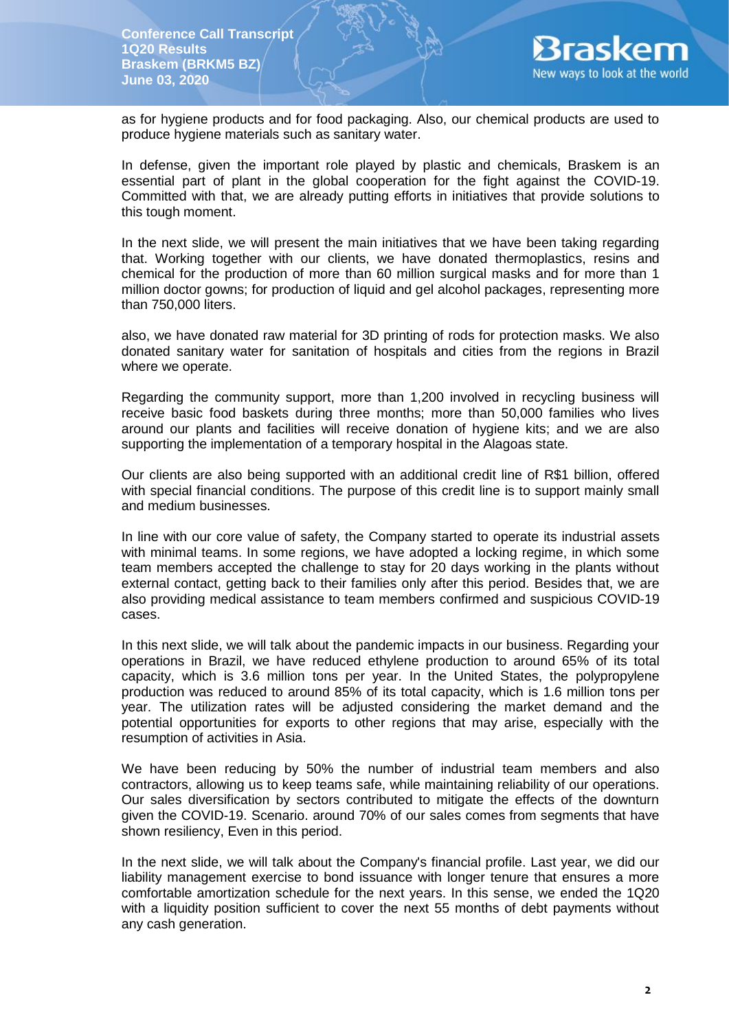as for hygiene products and for food packaging. Also, our chemical products are used to produce hygiene materials such as sanitary water.

In defense, given the important role played by plastic and chemicals, Braskem is an essential part of plant in the global cooperation for the fight against the COVID-19. Committed with that, we are already putting efforts in initiatives that provide solutions to this tough moment.

In the next slide, we will present the main initiatives that we have been taking regarding that. Working together with our clients, we have donated thermoplastics, resins and chemical for the production of more than 60 million surgical masks and for more than 1 million doctor gowns; for production of liquid and gel alcohol packages, representing more than 750,000 liters.

also, we have donated raw material for 3D printing of rods for protection masks. We also donated sanitary water for sanitation of hospitals and cities from the regions in Brazil where we operate.

Regarding the community support, more than 1,200 involved in recycling business will receive basic food baskets during three months; more than 50,000 families who lives around our plants and facilities will receive donation of hygiene kits; and we are also supporting the implementation of a temporary hospital in the Alagoas state.

Our clients are also being supported with an additional credit line of R$1 billion, offered with special financial conditions. The purpose of this credit line is to support mainly small and medium businesses.

In line with our core value of safety, the Company started to operate its industrial assets with minimal teams. In some regions, we have adopted a locking regime, in which some team members accepted the challenge to stay for 20 days working in the plants without external contact, getting back to their families only after this period. Besides that, we are also providing medical assistance to team members confirmed and suspicious COVID-19 cases.

In this next slide, we will talk about the pandemic impacts in our business. Regarding your operations in Brazil, we have reduced ethylene production to around 65% of its total capacity, which is 3.6 million tons per year. In the United States, the polypropylene production was reduced to around 85% of its total capacity, which is 1.6 million tons per year. The utilization rates will be adjusted considering the market demand and the potential opportunities for exports to other regions that may arise, especially with the resumption of activities in Asia.

We have been reducing by 50% the number of industrial team members and also contractors, allowing us to keep teams safe, while maintaining reliability of our operations. Our sales diversification by sectors contributed to mitigate the effects of the downturn given the COVID-19. Scenario. around 70% of our sales comes from segments that have shown resiliency, Even in this period.

In the next slide, we will talk about the Company's financial profile. Last year, we did our liability management exercise to bond issuance with longer tenure that ensures a more comfortable amortization schedule for the next years. In this sense, we ended the 1Q20 with a liquidity position sufficient to cover the next 55 months of debt payments without any cash generation.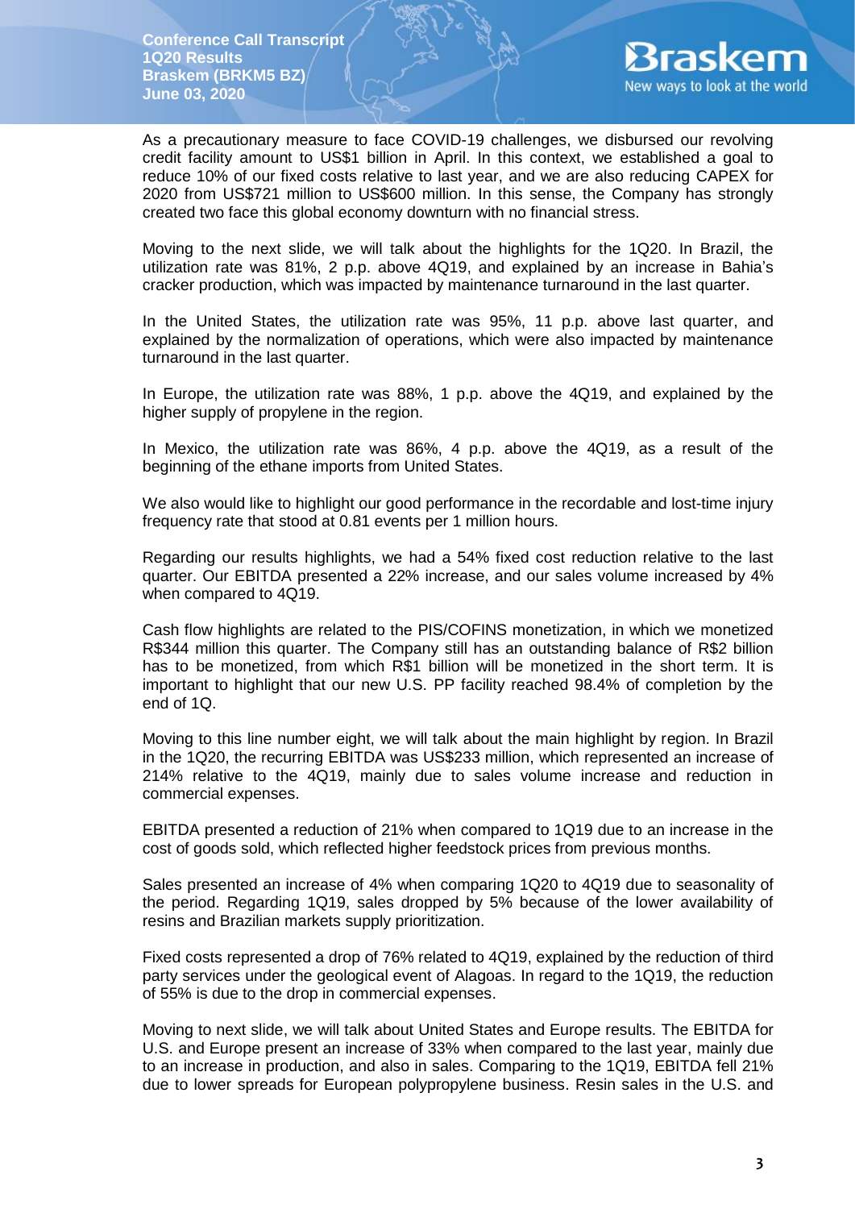As a precautionary measure to face COVID-19 challenges, we disbursed our revolving credit facility amount to US$1 billion in April. In this context, we established a goal to reduce 10% of our fixed costs relative to last year, and we are also reducing CAPEX for 2020 from US$721 million to US$600 million. In this sense, the Company has strongly created two face this global economy downturn with no financial stress.

Moving to the next slide, we will talk about the highlights for the 1Q20. In Brazil, the utilization rate was 81%, 2 p.p. above 4Q19, and explained by an increase in Bahia's cracker production, which was impacted by maintenance turnaround in the last quarter.

In the United States, the utilization rate was 95%, 11 p.p. above last quarter, and explained by the normalization of operations, which were also impacted by maintenance turnaround in the last quarter.

In Europe, the utilization rate was 88%, 1 p.p. above the 4Q19, and explained by the higher supply of propylene in the region.

In Mexico, the utilization rate was 86%, 4 p.p. above the 4Q19, as a result of the beginning of the ethane imports from United States.

We also would like to highlight our good performance in the recordable and lost-time injury frequency rate that stood at 0.81 events per 1 million hours.

Regarding our results highlights, we had a 54% fixed cost reduction relative to the last quarter. Our EBITDA presented a 22% increase, and our sales volume increased by 4% when compared to 4Q19.

Cash flow highlights are related to the PIS/COFINS monetization, in which we monetized R$344 million this quarter. The Company still has an outstanding balance of R$2 billion has to be monetized, from which R$1 billion will be monetized in the short term. It is important to highlight that our new U.S. PP facility reached 98.4% of completion by the end of 1Q.

Moving to this line number eight, we will talk about the main highlight by region. In Brazil in the 1Q20, the recurring EBITDA was US$233 million, which represented an increase of 214% relative to the 4Q19, mainly due to sales volume increase and reduction in commercial expenses.

EBITDA presented a reduction of 21% when compared to 1Q19 due to an increase in the cost of goods sold, which reflected higher feedstock prices from previous months.

Sales presented an increase of 4% when comparing 1Q20 to 4Q19 due to seasonality of the period. Regarding 1Q19, sales dropped by 5% because of the lower availability of resins and Brazilian markets supply prioritization.

Fixed costs represented a drop of 76% related to 4Q19, explained by the reduction of third party services under the geological event of Alagoas. In regard to the 1Q19, the reduction of 55% is due to the drop in commercial expenses.

Moving to next slide, we will talk about United States and Europe results. The EBITDA for U.S. and Europe present an increase of 33% when compared to the last year, mainly due to an increase in production, and also in sales. Comparing to the 1Q19, EBITDA fell 21% due to lower spreads for European polypropylene business. Resin sales in the U.S. and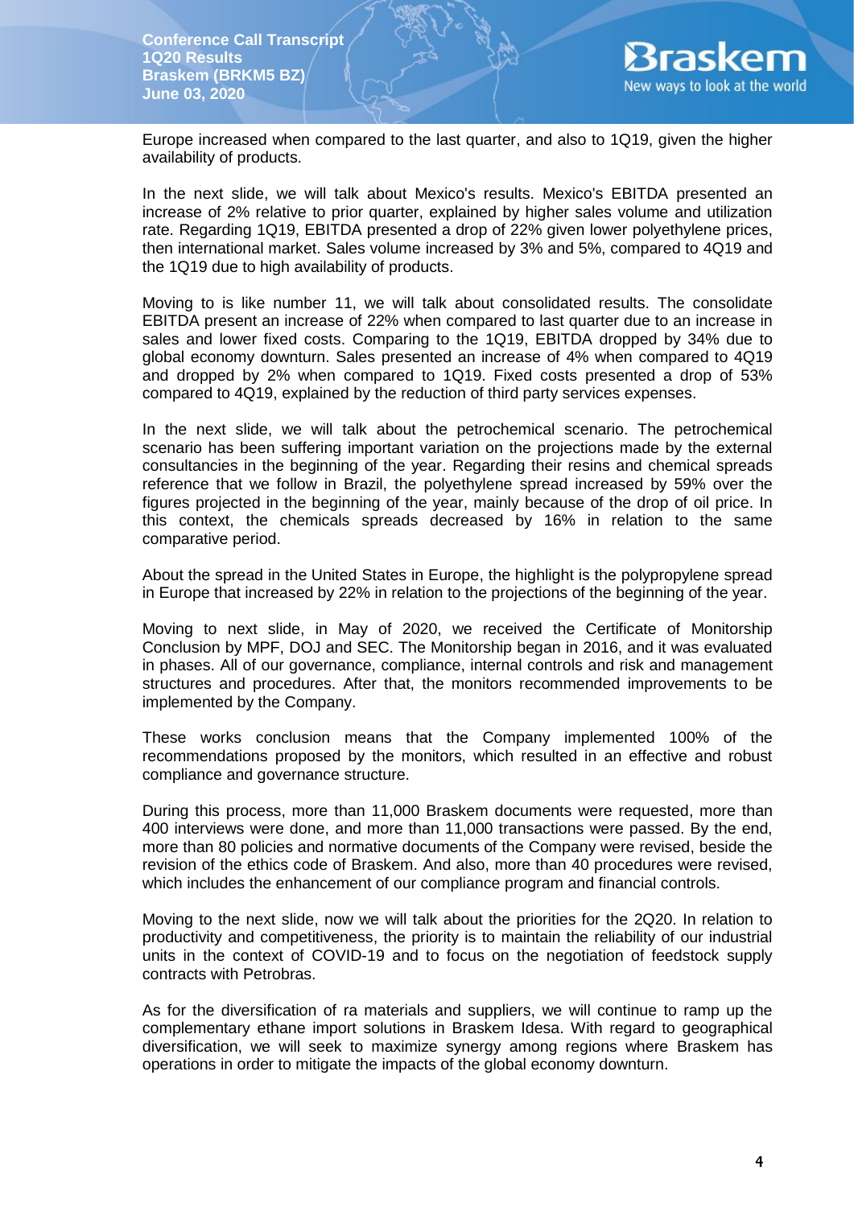Europe increased when compared to the last quarter, and also to 1Q19, given the higher availability of products.

In the next slide, we will talk about Mexico's results. Mexico's EBITDA presented an increase of 2% relative to prior quarter, explained by higher sales volume and utilization rate. Regarding 1Q19, EBITDA presented a drop of 22% given lower polyethylene prices, then international market. Sales volume increased by 3% and 5%, compared to 4Q19 and the 1Q19 due to high availability of products.

Moving to is like number 11, we will talk about consolidated results. The consolidate EBITDA present an increase of 22% when compared to last quarter due to an increase in sales and lower fixed costs. Comparing to the 1Q19, EBITDA dropped by 34% due to global economy downturn. Sales presented an increase of 4% when compared to 4Q19 and dropped by 2% when compared to 1Q19. Fixed costs presented a drop of 53% compared to 4Q19, explained by the reduction of third party services expenses.

In the next slide, we will talk about the petrochemical scenario. The petrochemical scenario has been suffering important variation on the projections made by the external consultancies in the beginning of the year. Regarding their resins and chemical spreads reference that we follow in Brazil, the polyethylene spread increased by 59% over the figures projected in the beginning of the year, mainly because of the drop of oil price. In this context, the chemicals spreads decreased by 16% in relation to the same comparative period.

About the spread in the United States in Europe, the highlight is the polypropylene spread in Europe that increased by 22% in relation to the projections of the beginning of the year.

Moving to next slide, in May of 2020, we received the Certificate of Monitorship Conclusion by MPF, DOJ and SEC. The Monitorship began in 2016, and it was evaluated in phases. All of our governance, compliance, internal controls and risk and management structures and procedures. After that, the monitors recommended improvements to be implemented by the Company.

These works conclusion means that the Company implemented 100% of the recommendations proposed by the monitors, which resulted in an effective and robust compliance and governance structure.

During this process, more than 11,000 Braskem documents were requested, more than 400 interviews were done, and more than 11,000 transactions were passed. By the end, more than 80 policies and normative documents of the Company were revised, beside the revision of the ethics code of Braskem. And also, more than 40 procedures were revised, which includes the enhancement of our compliance program and financial controls.

Moving to the next slide, now we will talk about the priorities for the 2Q20. In relation to productivity and competitiveness, the priority is to maintain the reliability of our industrial units in the context of COVID-19 and to focus on the negotiation of feedstock supply contracts with Petrobras.

As for the diversification of ra materials and suppliers, we will continue to ramp up the complementary ethane import solutions in Braskem Idesa. With regard to geographical diversification, we will seek to maximize synergy among regions where Braskem has operations in order to mitigate the impacts of the global economy downturn.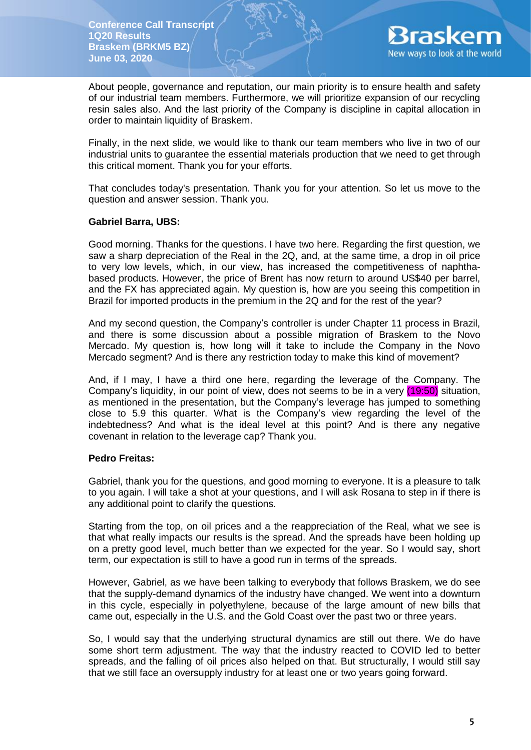About people, governance and reputation, our main priority is to ensure health and safety of our industrial team members. Furthermore, we will prioritize expansion of our recycling resin sales also. And the last priority of the Company is discipline in capital allocation in order to maintain liquidity of Braskem.

Finally, in the next slide, we would like to thank our team members who live in two of our industrial units to guarantee the essential materials production that we need to get through this critical moment. Thank you for your efforts.

That concludes today's presentation. Thank you for your attention. So let us move to the question and answer session. Thank you.

**Gabriel Barra, UBS:**

Good morning. Thanks for the questions. I have two here. Regarding the first question, we saw a sharp depreciation of the Real in the 2Q, and, at the same time, a drop in oil price to very low levels, which, in our view, has increased the competitiveness of naphtha-based products. However, the price of Brent has now return to around US$40 per barrel, and the FX has appreciated again. My question is, how are you seeing this competition in Brazil for imported products in the premium in the 2Q and for the rest of the year?

And my second question, the Company's controller is under Chapter 11 process in Brazil, and there is some discussion about a possible migration of Braskem to the Novo Mercado. My question is, how long will it take to include the Company in the Novo Mercado segment? And is there any restriction today to make this kind of movement?

And, if I may, I have a third one here, regarding the leverage of the Company. The Company's liquidity, in our point of view, does not seems to be in a very (19:50) situation, as mentioned in the presentation, but the Company's leverage has jumped to something close to 5.9 this quarter. What is the Company's view regarding the level of the indebtedness? And what is the ideal level at this point? And is there any negative covenant in relation to the leverage cap? Thank you.

**Pedro Freitas:**

Gabriel, thank you for the questions, and good morning to everyone. It is a pleasure to talk to you again. I will take a shot at your questions, and I will ask Rosana to step in if there is any additional point to clarify the questions.

Starting from the top, on oil prices and a the reappreciation of the Real, what we see is that what really impacts our results is the spread. And the spreads have been holding up on a pretty good level, much better than we expected for the year. So I would say, short term, our expectation is still to have a good run in terms of the spreads.

However, Gabriel, as we have been talking to everybody that follows Braskem, we do see that the supply-demand dynamics of the industry have changed. We went into a downturn in this cycle, especially in polyethylene, because of the large amount of new bills that came out, especially in the U.S. and the Gold Coast over the past two or three years.

So, I would say that the underlying structural dynamics are still out there. We do have some short term adjustment. The way that the industry reacted to COVID led to better spreads, and the falling of oil prices also helped on that. But structurally, I would still say that we still face an oversupply industry for at least one or two years going forward.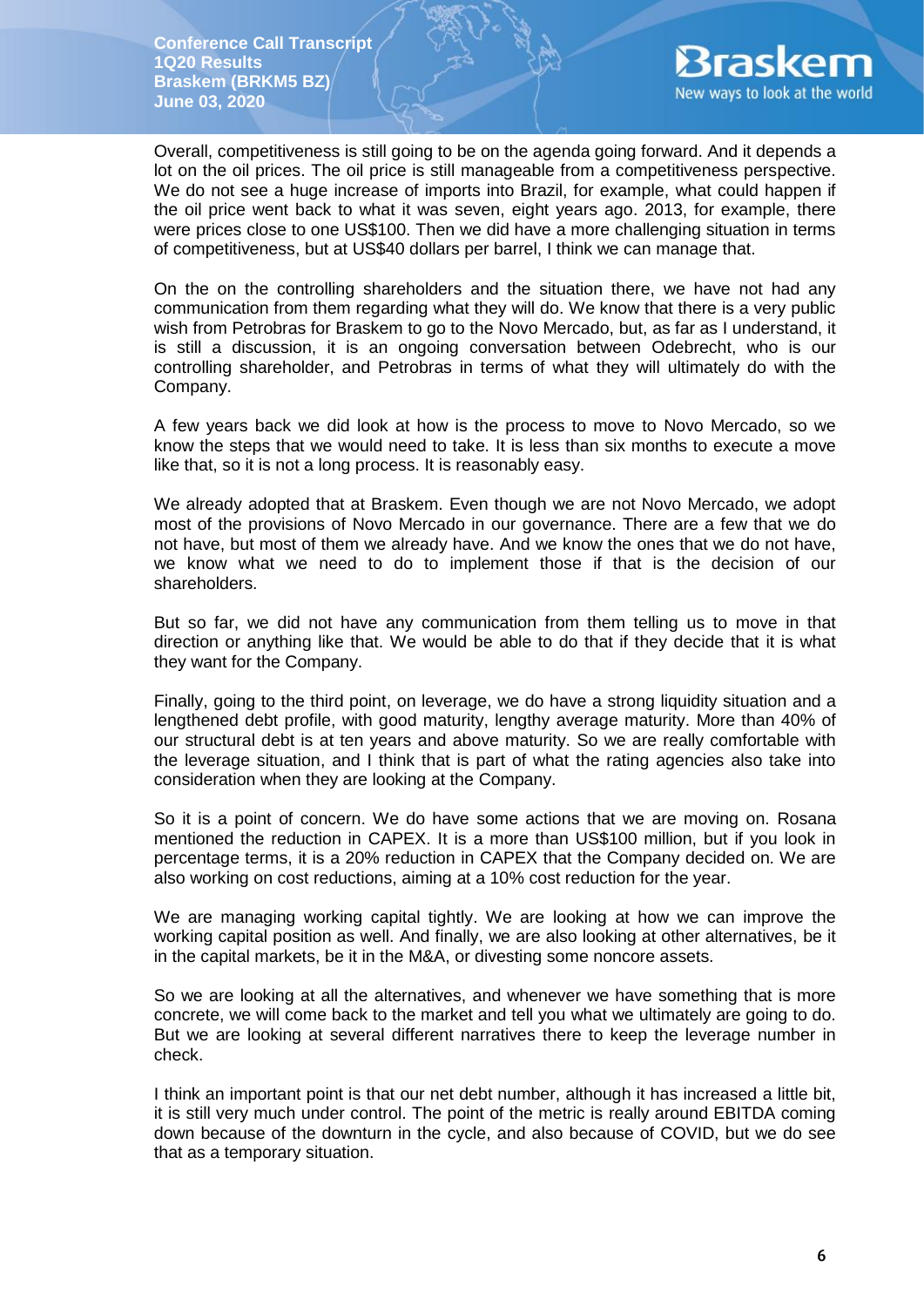Overall, competitiveness is still going to be on the agenda going forward. And it depends a lot on the oil prices. The oil price is still manageable from a competitiveness perspective. We do not see a huge increase of imports into Brazil, for example, what could happen if the oil price went back to what it was seven, eight years ago. 2013, for example, there were prices close to one US$100. Then we did have a more challenging situation in terms of competitiveness, but at US$40 dollars per barrel, I think we can manage that.

On the on the controlling shareholders and the situation there, we have not had any communication from them regarding what they will do. We know that there is a very public wish from Petrobras for Braskem to go to the Novo Mercado, but, as far as I understand, it is still a discussion, it is an ongoing conversation between Odebrecht, who is our controlling shareholder, and Petrobras in terms of what they will ultimately do with the Company.

A few years back we did look at how is the process to move to Novo Mercado, so we know the steps that we would need to take. It is less than six months to execute a move like that, so it is not a long process. It is reasonably easy.

We already adopted that at Braskem. Even though we are not Novo Mercado, we adopt most of the provisions of Novo Mercado in our governance. There are a few that we do not have, but most of them we already have. And we know the ones that we do not have, we know what we need to do to implement those if that is the decision of our shareholders.

But so far, we did not have any communication from them telling us to move in that direction or anything like that. We would be able to do that if they decide that it is what they want for the Company.

Finally, going to the third point, on leverage, we do have a strong liquidity situation and a lengthened debt profile, with good maturity, lengthy average maturity. More than 40% of our structural debt is at ten years and above maturity. So we are really comfortable with the leverage situation, and I think that is part of what the rating agencies also take into consideration when they are looking at the Company.

So it is a point of concern. We do have some actions that we are moving on. Rosana mentioned the reduction in CAPEX. It is a more than US$100 million, but if you look in percentage terms, it is a 20% reduction in CAPEX that the Company decided on. We are also working on cost reductions, aiming at a 10% cost reduction for the year.

We are managing working capital tightly. We are looking at how we can improve the working capital position as well. And finally, we are also looking at other alternatives, be it in the capital markets, be it in the M&A, or divesting some noncore assets.

So we are looking at all the alternatives, and whenever we have something that is more concrete, we will come back to the market and tell you what we ultimately are going to do. But we are looking at several different narratives there to keep the leverage number in check.

I think an important point is that our net debt number, although it has increased a little bit, it is still very much under control. The point of the metric is really around EBITDA coming down because of the downturn in the cycle, and also because of COVID, but we do see that as a temporary situation.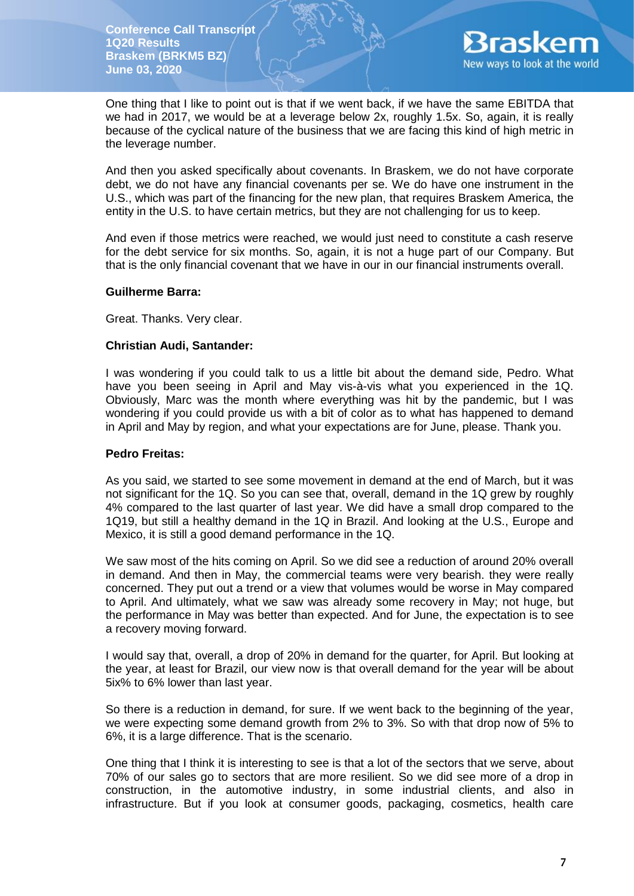One thing that I like to point out is that if we went back, if we have the same EBITDA that we had in 2017, we would be at a leverage below 2x, roughly 1.5x. So, again, it is really because of the cyclical nature of the business that we are facing this kind of high metric in the leverage number.

And then you asked specifically about covenants. In Braskem, we do not have corporate debt, we do not have any financial covenants per se. We do have one instrument in the U.S., which was part of the financing for the new plan, that requires Braskem America, the entity in the U.S. to have certain metrics, but they are not challenging for us to keep.

And even if those metrics were reached, we would just need to constitute a cash reserve for the debt service for six months. So, again, it is not a huge part of our Company. But that is the only financial covenant that we have in our in our financial instruments overall.

**Guilherme Barra:**

Great. Thanks. Very clear.

**Christian Audi, Santander:**

I was wondering if you could talk to us a little bit about the demand side, Pedro. What have you been seeing in April and May vis-à-vis what you experienced in the 1Q. Obviously, Marc was the month where everything was hit by the pandemic, but I was wondering if you could provide us with a bit of color as to what has happened to demand in April and May by region, and what your expectations are for June, please. Thank you.

**Pedro Freitas:**

As you said, we started to see some movement in demand at the end of March, but it was not significant for the 1Q. So you can see that, overall, demand in the 1Q grew by roughly 4% compared to the last quarter of last year. We did have a small drop compared to the 1Q19, but still a healthy demand in the 1Q in Brazil. And looking at the U.S., Europe and Mexico, it is still a good demand performance in the 1Q.

We saw most of the hits coming on April. So we did see a reduction of around 20% overall in demand. And then in May, the commercial teams were very bearish. they were really concerned. They put out a trend or a view that volumes would be worse in May compared to April. And ultimately, what we saw was already some recovery in May; not huge, but the performance in May was better than expected. And for June, the expectation is to see a recovery moving forward.

I would say that, overall, a drop of 20% in demand for the quarter, for April. But looking at the year, at least for Brazil, our view now is that overall demand for the year will be about 5ix% to 6% lower than last year.

So there is a reduction in demand, for sure. If we went back to the beginning of the year, we were expecting some demand growth from 2% to 3%. So with that drop now of 5% to 6%, it is a large difference. That is the scenario.

One thing that I think it is interesting to see is that a lot of the sectors that we serve, about 70% of our sales go to sectors that are more resilient. So we did see more of a drop in construction, in the automotive industry, in some industrial clients, and also in infrastructure. But if you look at consumer goods, packaging, cosmetics, health care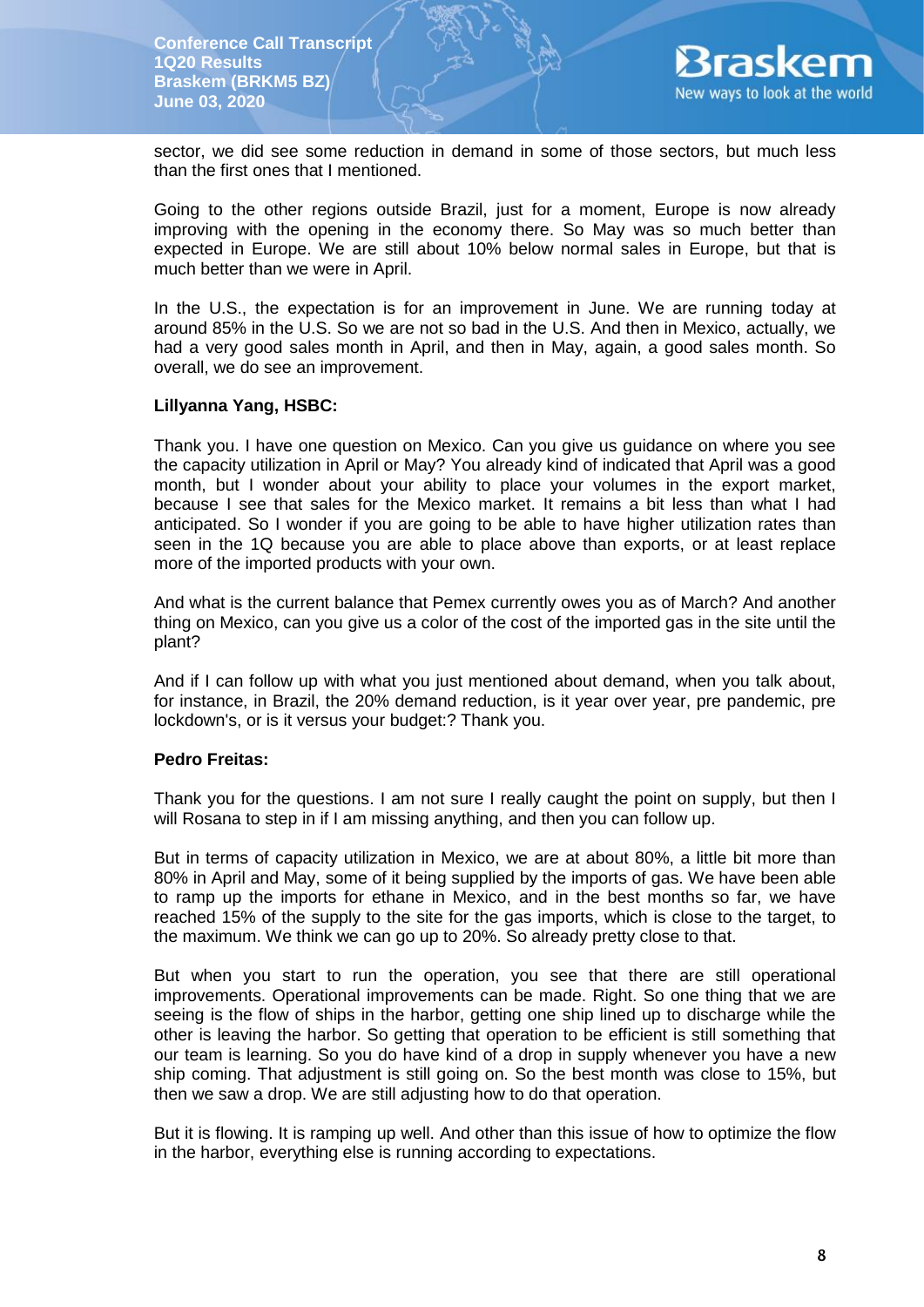sector, we did see some reduction in demand in some of those sectors, but much less than the first ones that I mentioned.

Going to the other regions outside Brazil, just for a moment, Europe is now already improving with the opening in the economy there. So May was so much better than expected in Europe. We are still about 10% below normal sales in Europe, but that is much better than we were in April.

In the U.S., the expectation is for an improvement in June. We are running today at around 85% in the U.S. So we are not so bad in the U.S. And then in Mexico, actually, we had a very good sales month in April, and then in May, again, a good sales month. So overall, we do see an improvement.

**Lillyanna Yang, HSBC:**

Thank you. I have one question on Mexico. Can you give us guidance on where you see the capacity utilization in April or May? You already kind of indicated that April was a good month, but I wonder about your ability to place your volumes in the export market, because I see that sales for the Mexico market. It remains a bit less than what I had anticipated. So I wonder if you are going to be able to have higher utilization rates than seen in the 1Q because you are able to place above than exports, or at least replace more of the imported products with your own.

And what is the current balance that Pemex currently owes you as of March? And another thing on Mexico, can you give us a color of the cost of the imported gas in the site until the plant?

And if I can follow up with what you just mentioned about demand, when you talk about, for instance, in Brazil, the 20% demand reduction, is it year over year, pre pandemic, pre lockdown's, or is it versus your budget:? Thank you.

**Pedro Freitas:**

Thank you for the questions. I am not sure I really caught the point on supply, but then I will Rosana to step in if I am missing anything, and then you can follow up.

But in terms of capacity utilization in Mexico, we are at about 80%, a little bit more than 80% in April and May, some of it being supplied by the imports of gas. We have been able to ramp up the imports for ethane in Mexico, and in the best months so far, we have reached 15% of the supply to the site for the gas imports, which is close to the target, to the maximum. We think we can go up to 20%. So already pretty close to that.

But when you start to run the operation, you see that there are still operational improvements. Operational improvements can be made. Right. So one thing that we are seeing is the flow of ships in the harbor, getting one ship lined up to discharge while the other is leaving the harbor. So getting that operation to be efficient is still something that our team is learning. So you do have kind of a drop in supply whenever you have a new ship coming. That adjustment is still going on. So the best month was close to 15%, but then we saw a drop. We are still adjusting how to do that operation.

But it is flowing. It is ramping up well. And other than this issue of how to optimize the flow in the harbor, everything else is running according to expectations.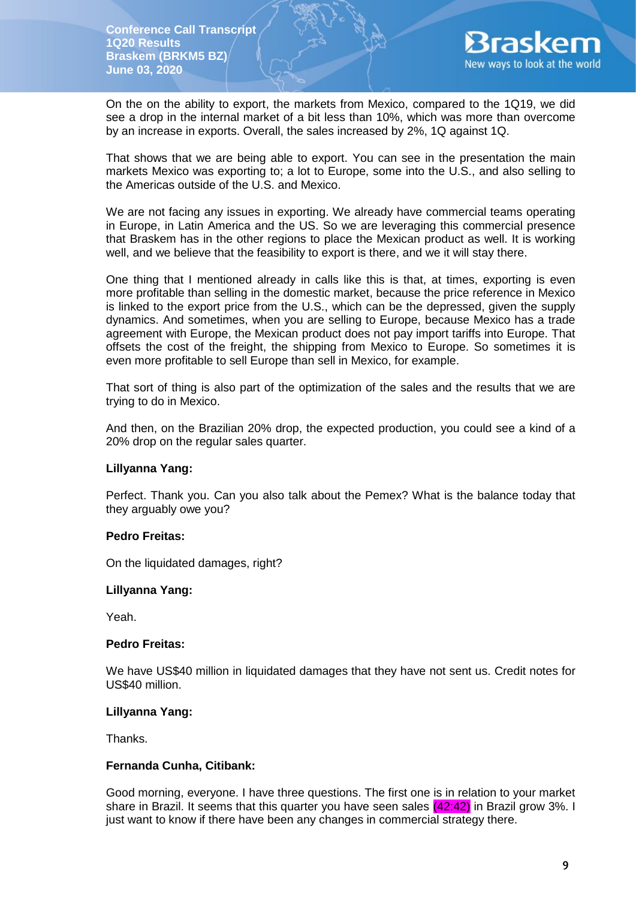On the on the ability to export, the markets from Mexico, compared to the 1Q19, we did see a drop in the internal market of a bit less than 10%, which was more than overcome by an increase in exports. Overall, the sales increased by 2%, 1Q against 1Q.

That shows that we are being able to export. You can see in the presentation the main markets Mexico was exporting to; a lot to Europe, some into the U.S., and also selling to the Americas outside of the U.S. and Mexico.

We are not facing any issues in exporting. We already have commercial teams operating in Europe, in Latin America and the US. So we are leveraging this commercial presence that Braskem has in the other regions to place the Mexican product as well. It is working well, and we believe that the feasibility to export is there, and we it will stay there.

One thing that I mentioned already in calls like this is that, at times, exporting is even more profitable than selling in the domestic market, because the price reference in Mexico is linked to the export price from the U.S., which can be the depressed, given the supply dynamics. And sometimes, when you are selling to Europe, because Mexico has a trade agreement with Europe, the Mexican product does not pay import tariffs into Europe. That offsets the cost of the freight, the shipping from Mexico to Europe. So sometimes it is even more profitable to sell Europe than sell in Mexico, for example.

That sort of thing is also part of the optimization of the sales and the results that we are trying to do in Mexico.

And then, on the Brazilian 20% drop, the expected production, you could see a kind of a 20% drop on the regular sales quarter.

**Lillyanna Yang:**

Perfect. Thank you. Can you also talk about the Pemex? What is the balance today that they arguably owe you?

**Pedro Freitas:**

On the liquidated damages, right?

**Lillyanna Yang:**

Yeah.

**Pedro Freitas:**

We have US$40 million in liquidated damages that they have not sent us. Credit notes for US$40 million.

**Lillyanna Yang:**

Thanks.

**Fernanda Cunha, Citibank:**

Good morning, everyone. I have three questions. The first one is in relation to your market share in Brazil. It seems that this quarter you have seen sales (42:42) in Brazil grow 3%. I just want to know if there have been any changes in commercial strategy there.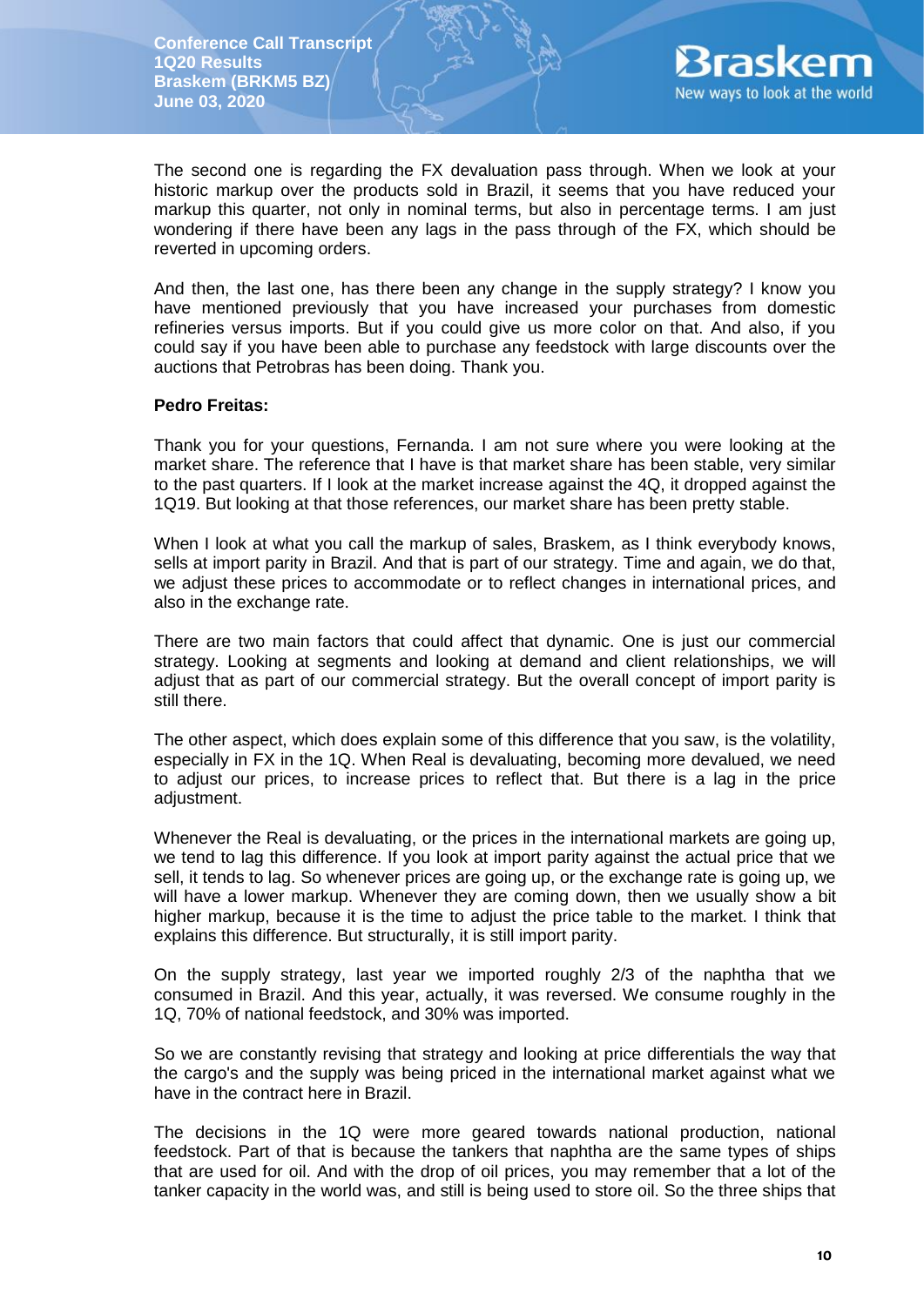The second one is regarding the FX devaluation pass through. When we look at your historic markup over the products sold in Brazil, it seems that you have reduced your markup this quarter, not only in nominal terms, but also in percentage terms. I am just wondering if there have been any lags in the pass through of the FX, which should be reverted in upcoming orders.

And then, the last one, has there been any change in the supply strategy? I know you have mentioned previously that you have increased your purchases from domestic refineries versus imports. But if you could give us more color on that. And also, if you could say if you have been able to purchase any feedstock with large discounts over the auctions that Petrobras has been doing. Thank you.

**Pedro Freitas:**

Thank you for your questions, Fernanda. I am not sure where you were looking at the market share. The reference that I have is that market share has been stable, very similar to the past quarters. If I look at the market increase against the 4Q, it dropped against the 1Q19. But looking at that those references, our market share has been pretty stable.

When I look at what you call the markup of sales, Braskem, as I think everybody knows, sells at import parity in Brazil. And that is part of our strategy. Time and again, we do that, we adjust these prices to accommodate or to reflect changes in international prices, and also in the exchange rate.

There are two main factors that could affect that dynamic. One is just our commercial strategy. Looking at segments and looking at demand and client relationships, we will adjust that as part of our commercial strategy. But the overall concept of import parity is still there.

The other aspect, which does explain some of this difference that you saw, is the volatility, especially in FX in the 1Q. When Real is devaluating, becoming more devalued, we need to adjust our prices, to increase prices to reflect that. But there is a lag in the price adjustment.

Whenever the Real is devaluating, or the prices in the international markets are going up, we tend to lag this difference. If you look at import parity against the actual price that we sell, it tends to lag. So whenever prices are going up, or the exchange rate is going up, we will have a lower markup. Whenever they are coming down, then we usually show a bit higher markup, because it is the time to adjust the price table to the market. I think that explains this difference. But structurally, it is still import parity.

On the supply strategy, last year we imported roughly 2/3 of the naphtha that we consumed in Brazil. And this year, actually, it was reversed. We consume roughly in the 1Q, 70% of national feedstock, and 30% was imported.

So we are constantly revising that strategy and looking at price differentials the way that the cargo's and the supply was being priced in the international market against what we have in the contract here in Brazil.

The decisions in the 1Q were more geared towards national production, national feedstock. Part of that is because the tankers that naphtha are the same types of ships that are used for oil. And with the drop of oil prices, you may remember that a lot of the tanker capacity in the world was, and still is being used to store oil. So the three ships that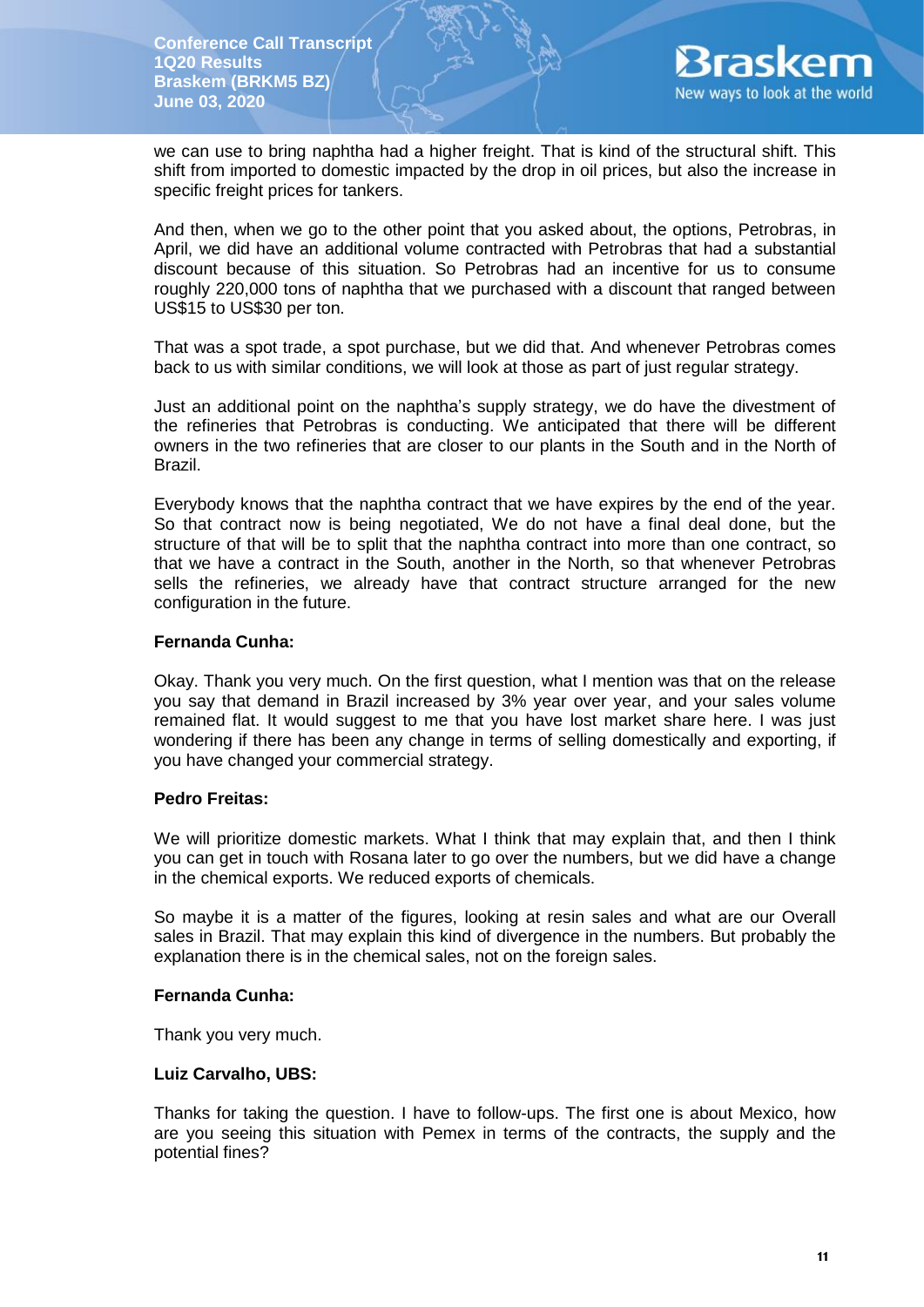we can use to bring naphtha had a higher freight. That is kind of the structural shift. This shift from imported to domestic impacted by the drop in oil prices, but also the increase in specific freight prices for tankers.

And then, when we go to the other point that you asked about, the options, Petrobras, in April, we did have an additional volume contracted with Petrobras that had a substantial discount because of this situation. So Petrobras had an incentive for us to consume roughly 220,000 tons of naphtha that we purchased with a discount that ranged between US$15 to US$30 per ton.

That was a spot trade, a spot purchase, but we did that. And whenever Petrobras comes back to us with similar conditions, we will look at those as part of just regular strategy.

Just an additional point on the naphtha's supply strategy, we do have the divestment of the refineries that Petrobras is conducting. We anticipated that there will be different owners in the two refineries that are closer to our plants in the South and in the North of Brazil.

Everybody knows that the naphtha contract that we have expires by the end of the year. So that contract now is being negotiated, We do not have a final deal done, but the structure of that will be to split that the naphtha contract into more than one contract, so that we have a contract in the South, another in the North, so that whenever Petrobras sells the refineries, we already have that contract structure arranged for the new configuration in the future.

**Fernanda Cunha:**

Okay. Thank you very much. On the first question, what I mention was that on the release you say that demand in Brazil increased by 3% year over year, and your sales volume remained flat. It would suggest to me that you have lost market share here. I was just wondering if there has been any change in terms of selling domestically and exporting, if you have changed your commercial strategy.

**Pedro Freitas:**

We will prioritize domestic markets. What I think that may explain that, and then I think you can get in touch with Rosana later to go over the numbers, but we did have a change in the chemical exports. We reduced exports of chemicals.

So maybe it is a matter of the figures, looking at resin sales and what are our Overall sales in Brazil. That may explain this kind of divergence in the numbers. But probably the explanation there is in the chemical sales, not on the foreign sales.

**Fernanda Cunha:**

Thank you very much.

**Luiz Carvalho, UBS:**

Thanks for taking the question. I have to follow-ups. The first one is about Mexico, how are you seeing this situation with Pemex in terms of the contracts, the supply and the potential fines?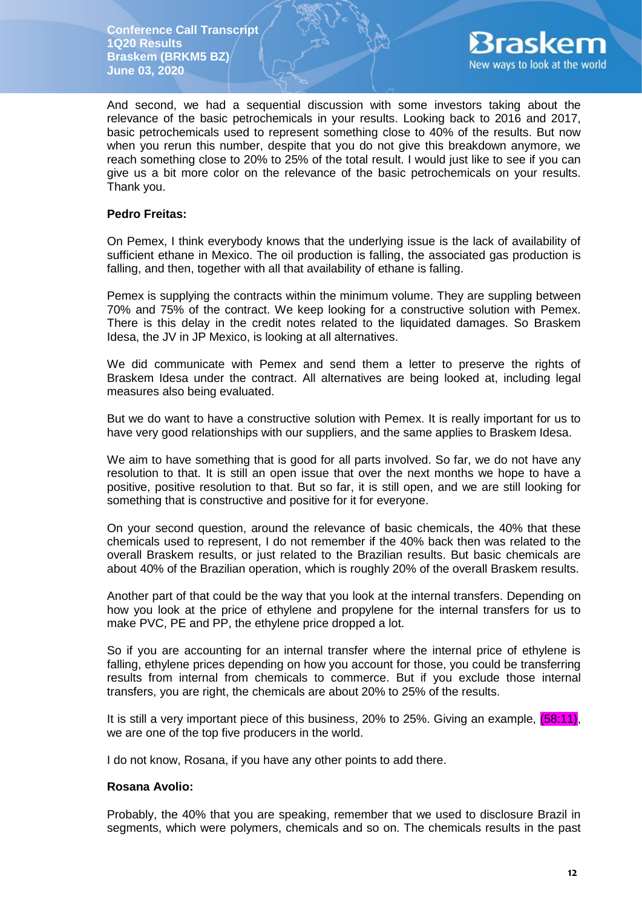And second, we had a sequential discussion with some investors taking about the relevance of the basic petrochemicals in your results. Looking back to 2016 and 2017, basic petrochemicals used to represent something close to 40% of the results. But now when you rerun this number, despite that you do not give this breakdown anymore, we reach something close to 20% to 25% of the total result. I would just like to see if you can give us a bit more color on the relevance of the basic petrochemicals on your results. Thank you.

**Pedro Freitas:**

On Pemex, I think everybody knows that the underlying issue is the lack of availability of sufficient ethane in Mexico. The oil production is falling, the associated gas production is falling, and then, together with all that availability of ethane is falling.

Pemex is supplying the contracts within the minimum volume. They are suppling between 70% and 75% of the contract. We keep looking for a constructive solution with Pemex. There is this delay in the credit notes related to the liquidated damages. So Braskem Idesa, the JV in JP Mexico, is looking at all alternatives.

We did communicate with Pemex and send them a letter to preserve the rights of Braskem Idesa under the contract. All alternatives are being looked at, including legal measures also being evaluated.

But we do want to have a constructive solution with Pemex. It is really important for us to have very good relationships with our suppliers, and the same applies to Braskem Idesa.

We aim to have something that is good for all parts involved. So far, we do not have any resolution to that. It is still an open issue that over the next months we hope to have a positive, positive resolution to that. But so far, it is still open, and we are still looking for something that is constructive and positive for it for everyone.

On your second question, around the relevance of basic chemicals, the 40% that these chemicals used to represent, I do not remember if the 40% back then was related to the overall Braskem results, or just related to the Brazilian results. But basic chemicals are about 40% of the Brazilian operation, which is roughly 20% of the overall Braskem results.

Another part of that could be the way that you look at the internal transfers. Depending on how you look at the price of ethylene and propylene for the internal transfers for us to make PVC, PE and PP, the ethylene price dropped a lot.

So if you are accounting for an internal transfer where the internal price of ethylene is falling, ethylene prices depending on how you account for those, you could be transferring results from internal from chemicals to commerce. But if you exclude those internal transfers, you are right, the chemicals are about 20% to 25% of the results.

It is still a very important piece of this business, 20% to 25%. Giving an example, (58:11), we are one of the top five producers in the world.

I do not know, Rosana, if you have any other points to add there.

**Rosana Avolio:**

Probably, the 40% that you are speaking, remember that we used to disclosure Brazil in segments, which were polymers, chemicals and so on. The chemicals results in the past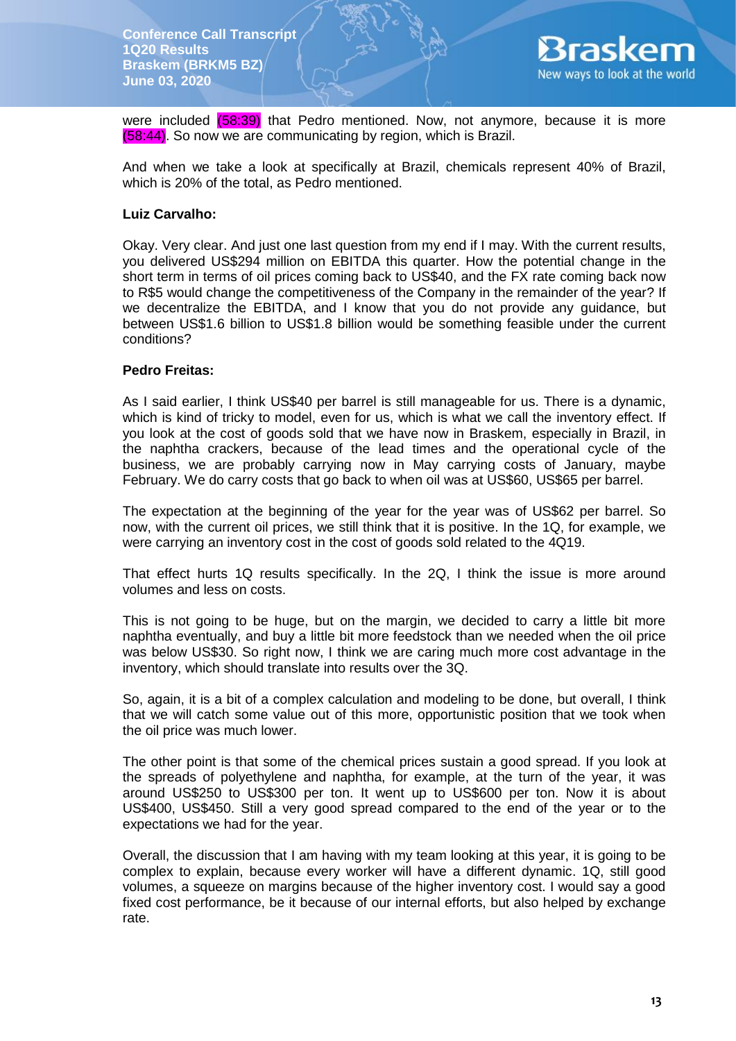were included (58:39) that Pedro mentioned. Now, not anymore, because it is more (58:44). So now we are communicating by region, which is Brazil.

And when we take a look at specifically at Brazil, chemicals represent 40% of Brazil, which is 20% of the total, as Pedro mentioned.

**Luiz Carvalho:**

Okay. Very clear. And just one last question from my end if I may. With the current results, you delivered US$294 million on EBITDA this quarter. How the potential change in the short term in terms of oil prices coming back to US$40, and the FX rate coming back now to R$5 would change the competitiveness of the Company in the remainder of the year? If we decentralize the EBITDA, and I know that you do not provide any guidance, but between US$1.6 billion to US$1.8 billion would be something feasible under the current conditions?

**Pedro Freitas:**

As I said earlier, I think US$40 per barrel is still manageable for us. There is a dynamic, which is kind of tricky to model, even for us, which is what we call the inventory effect. If you look at the cost of goods sold that we have now in Braskem, especially in Brazil, in the naphtha crackers, because of the lead times and the operational cycle of the business, we are probably carrying now in May carrying costs of January, maybe February. We do carry costs that go back to when oil was at US$60, US$65 per barrel.

The expectation at the beginning of the year for the year was of US$62 per barrel. So now, with the current oil prices, we still think that it is positive. In the 1Q, for example, we were carrying an inventory cost in the cost of goods sold related to the 4Q19.

That effect hurts 1Q results specifically. In the 2Q, I think the issue is more around volumes and less on costs.

This is not going to be huge, but on the margin, we decided to carry a little bit more naphtha eventually, and buy a little bit more feedstock than we needed when the oil price was below US$30. So right now, I think we are caring much more cost advantage in the inventory, which should translate into results over the 3Q.

So, again, it is a bit of a complex calculation and modeling to be done, but overall, I think that we will catch some value out of this more, opportunistic position that we took when the oil price was much lower.

The other point is that some of the chemical prices sustain a good spread. If you look at the spreads of polyethylene and naphtha, for example, at the turn of the year, it was around US$250 to US$300 per ton. It went up to US$600 per ton. Now it is about US$400, US$450. Still a very good spread compared to the end of the year or to the expectations we had for the year.

Overall, the discussion that I am having with my team looking at this year, it is going to be complex to explain, because every worker will have a different dynamic. 1Q, still good volumes, a squeeze on margins because of the higher inventory cost. I would say a good fixed cost performance, be it because of our internal efforts, but also helped by exchange rate.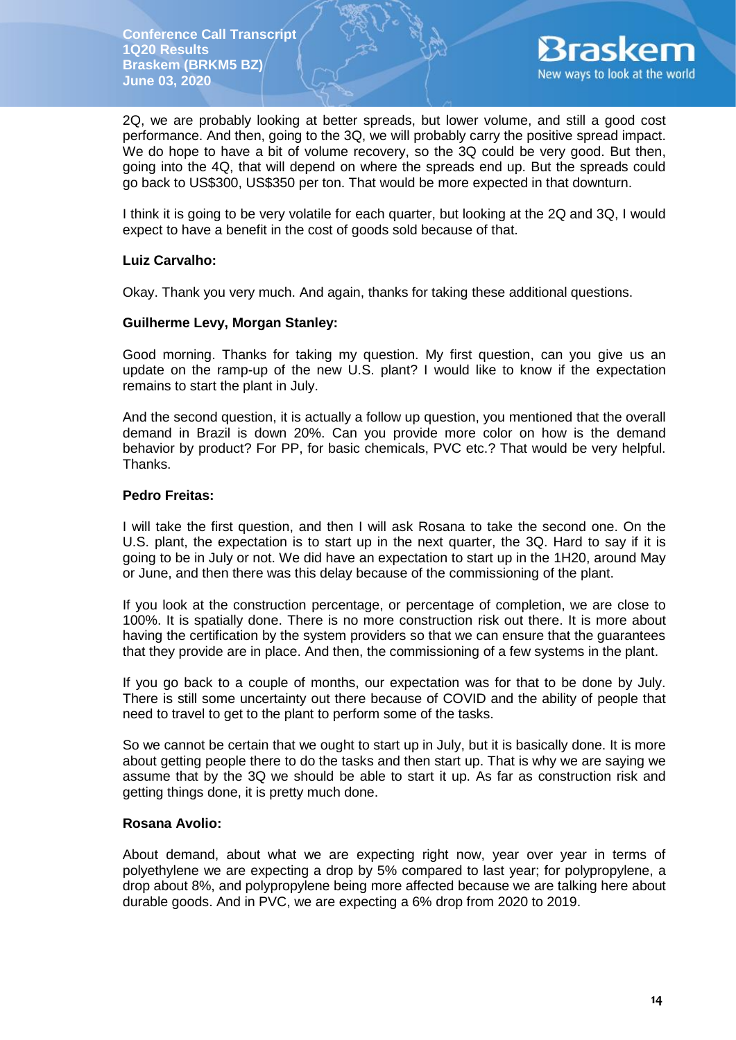2Q, we are probably looking at better spreads, but lower volume, and still a good cost performance. And then, going to the 3Q, we will probably carry the positive spread impact. We do hope to have a bit of volume recovery, so the 3Q could be very good. But then, going into the 4Q, that will depend on where the spreads end up. But the spreads could go back to US$300, US$350 per ton. That would be more expected in that downturn.

I think it is going to be very volatile for each quarter, but looking at the 2Q and 3Q, I would expect to have a benefit in the cost of goods sold because of that.

**Luiz Carvalho:**

Okay. Thank you very much. And again, thanks for taking these additional questions.

**Guilherme Levy, Morgan Stanley:**

Good morning. Thanks for taking my question. My first question, can you give us an update on the ramp-up of the new U.S. plant? I would like to know if the expectation remains to start the plant in July.

And the second question, it is actually a follow up question, you mentioned that the overall demand in Brazil is down 20%. Can you provide more color on how is the demand behavior by product? For PP, for basic chemicals, PVC etc.? That would be very helpful. Thanks.

**Pedro Freitas:**

I will take the first question, and then I will ask Rosana to take the second one. On the U.S. plant, the expectation is to start up in the next quarter, the 3Q. Hard to say if it is going to be in July or not. We did have an expectation to start up in the 1H20, around May or June, and then there was this delay because of the commissioning of the plant.

If you look at the construction percentage, or percentage of completion, we are close to 100%. It is spatially done. There is no more construction risk out there. It is more about having the certification by the system providers so that we can ensure that the guarantees that they provide are in place. And then, the commissioning of a few systems in the plant.

If you go back to a couple of months, our expectation was for that to be done by July. There is still some uncertainty out there because of COVID and the ability of people that need to travel to get to the plant to perform some of the tasks.

So we cannot be certain that we ought to start up in July, but it is basically done. It is more about getting people there to do the tasks and then start up. That is why we are saying we assume that by the 3Q we should be able to start it up. As far as construction risk and getting things done, it is pretty much done.

**Rosana Avolio:**

About demand, about what we are expecting right now, year over year in terms of polyethylene we are expecting a drop by 5% compared to last year; for polypropylene, a drop about 8%, and polypropylene being more affected because we are talking here about durable goods. And in PVC, we are expecting a 6% drop from 2020 to 2019.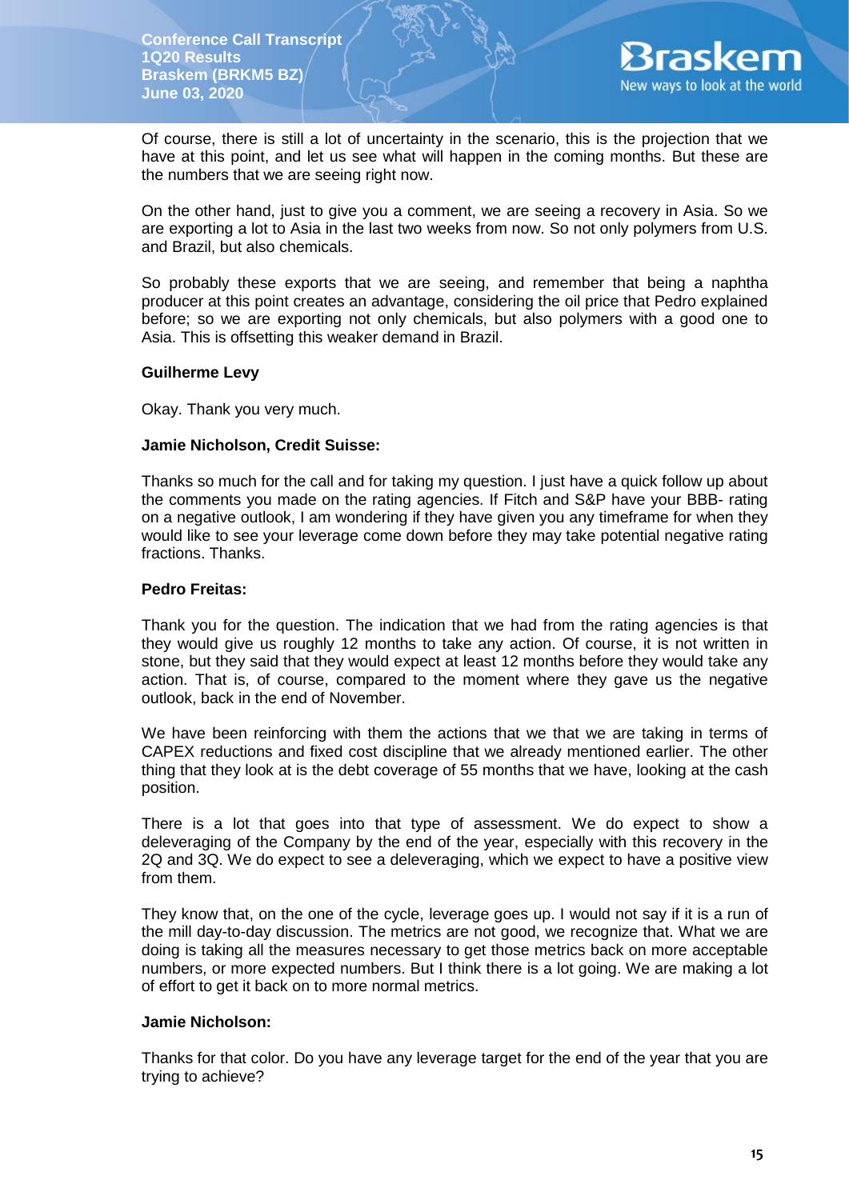Of course, there is still a lot of uncertainty in the scenario, this is the projection that we have at this point, and let us see what will happen in the coming months. But these are the numbers that we are seeing right now.

On the other hand, just to give you a comment, we are seeing a recovery in Asia. So we are exporting a lot to Asia in the last two weeks from now. So not only polymers from U.S. and Brazil, but also chemicals.

So probably these exports that we are seeing, and remember that being a naphtha producer at this point creates an advantage, considering the oil price that Pedro explained before; so we are exporting not only chemicals, but also polymers with a good one to Asia. This is offsetting this weaker demand in Brazil.

**Guilherme Levy**

Okay. Thank you very much.

**Jamie Nicholson, Credit Suisse:**

Thanks so much for the call and for taking my question. I just have a quick follow up about the comments you made on the rating agencies. If Fitch and S&P have your BBB- rating on a negative outlook, I am wondering if they have given you any timeframe for when they would like to see your leverage come down before they may take potential negative rating fractions. Thanks.

**Pedro Freitas:**

Thank you for the question. The indication that we had from the rating agencies is that they would give us roughly 12 months to take any action. Of course, it is not written in stone, but they said that they would expect at least 12 months before they would take any action. That is, of course, compared to the moment where they gave us the negative outlook, back in the end of November.

We have been reinforcing with them the actions that we that we are taking in terms of CAPEX reductions and fixed cost discipline that we already mentioned earlier. The other thing that they look at is the debt coverage of 55 months that we have, looking at the cash position.

There is a lot that goes into that type of assessment. We do expect to show a deleveraging of the Company by the end of the year, especially with this recovery in the 2Q and 3Q. We do expect to see a deleveraging, which we expect to have a positive view from them.

They know that, on the one of the cycle, leverage goes up. I would not say if it is a run of the mill day-to-day discussion. The metrics are not good, we recognize that. What we are doing is taking all the measures necessary to get those metrics back on more acceptable numbers, or more expected numbers. But I think there is a lot going. We are making a lot of effort to get it back on to more normal metrics.

**Jamie Nicholson:**

Thanks for that color. Do you have any leverage target for the end of the year that you are trying to achieve?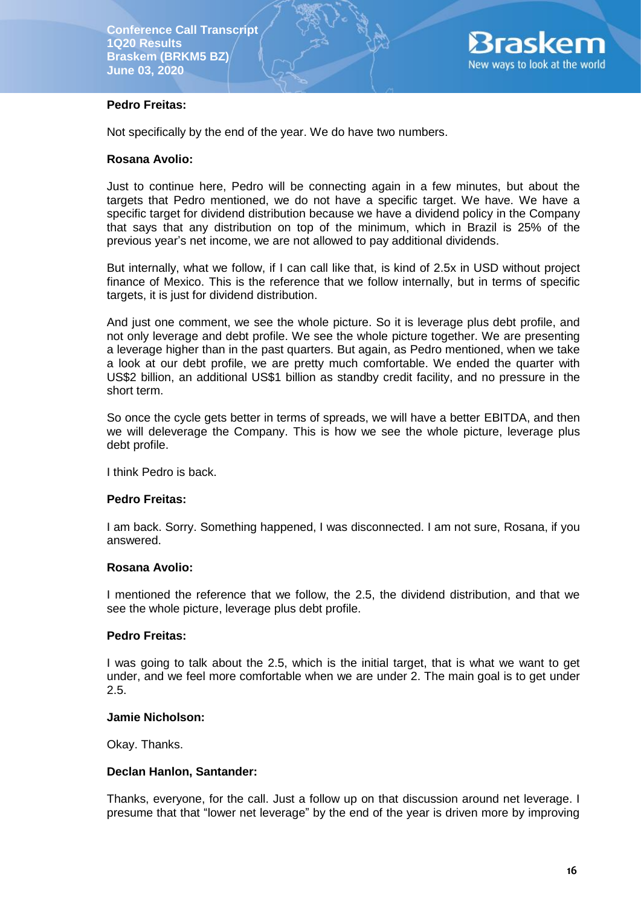**Pedro Freitas:**

Not specifically by the end of the year. We do have two numbers.

**Rosana Avolio:**

Just to continue here, Pedro will be connecting again in a few minutes, but about the targets that Pedro mentioned, we do not have a specific target. We have. We have a specific target for dividend distribution because we have a dividend policy in the Company that says that any distribution on top of the minimum, which in Brazil is 25% of the previous year's net income, we are not allowed to pay additional dividends.

But internally, what we follow, if I can call like that, is kind of 2.5x in USD without project finance of Mexico. This is the reference that we follow internally, but in terms of specific targets, it is just for dividend distribution.

And just one comment, we see the whole picture. So it is leverage plus debt profile, and not only leverage and debt profile. We see the whole picture together. We are presenting a leverage higher than in the past quarters. But again, as Pedro mentioned, when we take a look at our debt profile, we are pretty much comfortable. We ended the quarter with US$2 billion, an additional US$1 billion as standby credit facility, and no pressure in the short term.

So once the cycle gets better in terms of spreads, we will have a better EBITDA, and then we will deleverage the Company. This is how we see the whole picture, leverage plus debt profile.

I think Pedro is back.

**Pedro Freitas:**

I am back. Sorry. Something happened, I was disconnected. I am not sure, Rosana, if you answered.

**Rosana Avolio:**

I mentioned the reference that we follow, the 2.5, the dividend distribution, and that we see the whole picture, leverage plus debt profile.

**Pedro Freitas:**

I was going to talk about the 2.5, which is the initial target, that is what we want to get under, and we feel more comfortable when we are under 2. The main goal is to get under 2.5.

**Jamie Nicholson:**

Okay. Thanks.

**Declan Hanlon, Santander:**

Thanks, everyone, for the call. Just a follow up on that discussion around net leverage. I presume that that "lower net leverage" by the end of the year is driven more by improving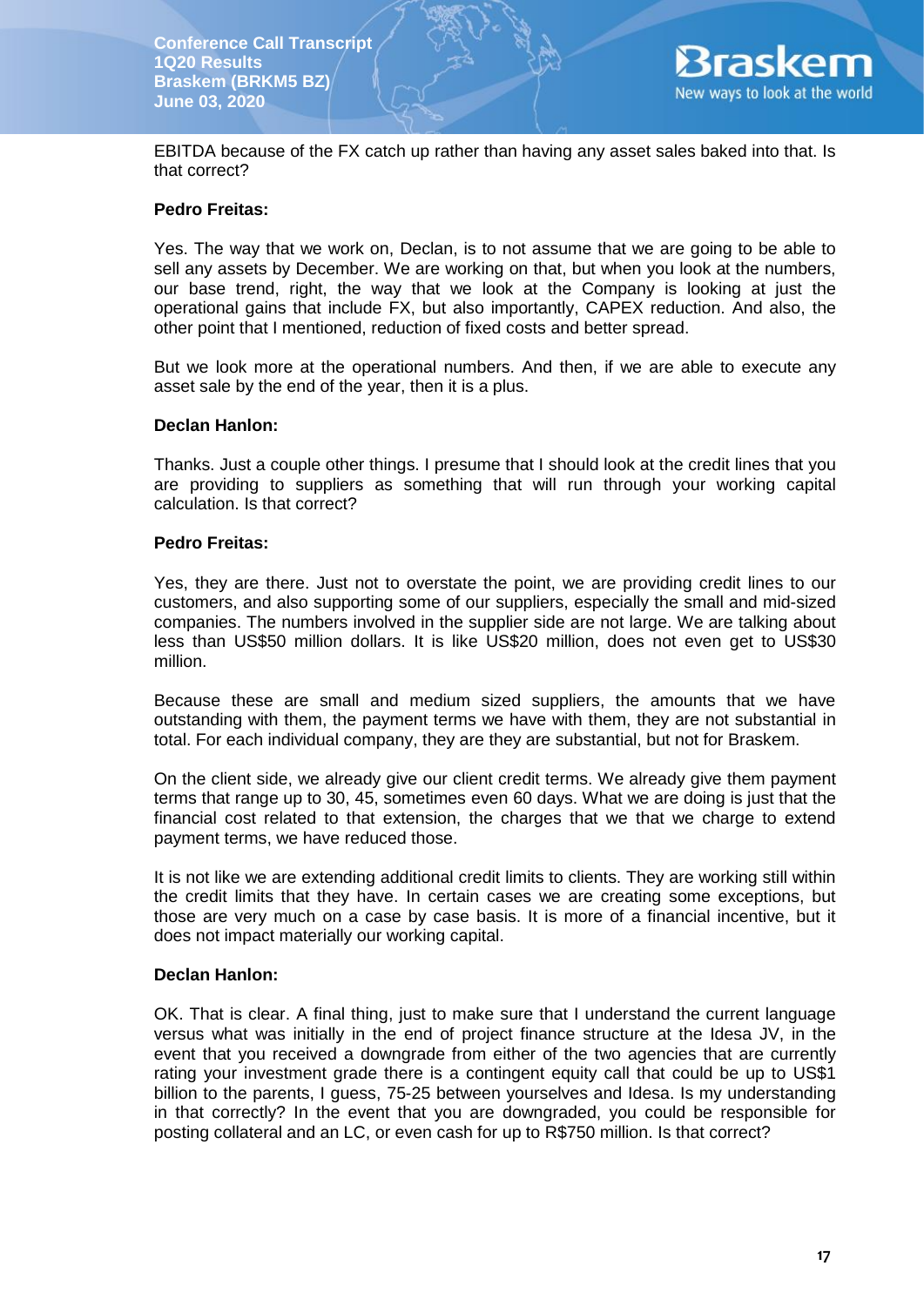EBITDA because of the FX catch up rather than having any asset sales baked into that. Is that correct?

**Pedro Freitas:**

Yes. The way that we work on, Declan, is to not assume that we are going to be able to sell any assets by December. We are working on that, but when you look at the numbers, our base trend, right, the way that we look at the Company is looking at just the operational gains that include FX, but also importantly, CAPEX reduction. And also, the other point that I mentioned, reduction of fixed costs and better spread.

But we look more at the operational numbers. And then, if we are able to execute any asset sale by the end of the year, then it is a plus.

**Declan Hanlon:**

Thanks. Just a couple other things. I presume that I should look at the credit lines that you are providing to suppliers as something that will run through your working capital calculation. Is that correct?

**Pedro Freitas:**

Yes, they are there. Just not to overstate the point, we are providing credit lines to our customers, and also supporting some of our suppliers, especially the small and mid-sized companies. The numbers involved in the supplier side are not large. We are talking about less than US$50 million dollars. It is like US$20 million, does not even get to US$30 million.

Because these are small and medium sized suppliers, the amounts that we have outstanding with them, the payment terms we have with them, they are not substantial in total. For each individual company, they are they are substantial, but not for Braskem.

On the client side, we already give our client credit terms. We already give them payment terms that range up to 30, 45, sometimes even 60 days. What we are doing is just that the financial cost related to that extension, the charges that we that we charge to extend payment terms, we have reduced those.

It is not like we are extending additional credit limits to clients. They are working still within the credit limits that they have. In certain cases we are creating some exceptions, but those are very much on a case by case basis. It is more of a financial incentive, but it does not impact materially our working capital.

**Declan Hanlon:**

OK. That is clear. A final thing, just to make sure that I understand the current language versus what was initially in the end of project finance structure at the Idesa JV, in the event that you received a downgrade from either of the two agencies that are currently rating your investment grade there is a contingent equity call that could be up to US$1 billion to the parents, I guess, 75-25 between yourselves and Idesa. Is my understanding in that correctly? In the event that you are downgraded, you could be responsible for posting collateral and an LC, or even cash for up to R$750 million. Is that correct?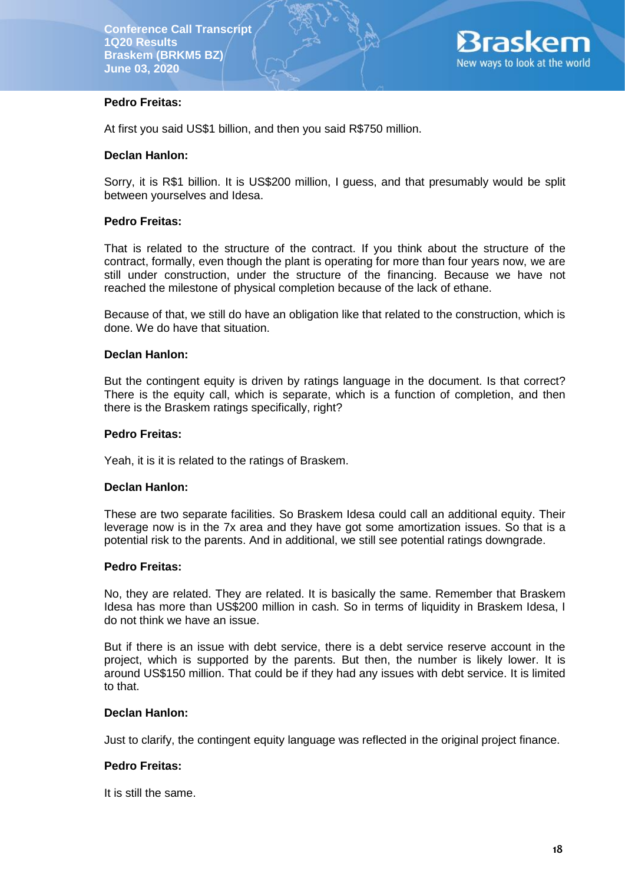**Pedro Freitas:**

At first you said US$1 billion, and then you said R$750 million.

**Declan Hanlon:**

Sorry, it is R$1 billion. It is US$200 million, I guess, and that presumably would be split between yourselves and Idesa.

**Pedro Freitas:**

That is related to the structure of the contract. If you think about the structure of the contract, formally, even though the plant is operating for more than four years now, we are still under construction, under the structure of the financing. Because we have not reached the milestone of physical completion because of the lack of ethane.

Because of that, we still do have an obligation like that related to the construction, which is done. We do have that situation.

**Declan Hanlon:**

But the contingent equity is driven by ratings language in the document. Is that correct? There is the equity call, which is separate, which is a function of completion, and then there is the Braskem ratings specifically, right?

**Pedro Freitas:**

Yeah, it is it is related to the ratings of Braskem.

**Declan Hanlon:**

These are two separate facilities. So Braskem Idesa could call an additional equity. Their leverage now is in the 7x area and they have got some amortization issues. So that is a potential risk to the parents. And in additional, we still see potential ratings downgrade.

**Pedro Freitas:**

No, they are related. They are related. It is basically the same. Remember that Braskem Idesa has more than US$200 million in cash. So in terms of liquidity in Braskem Idesa, I do not think we have an issue.

But if there is an issue with debt service, there is a debt service reserve account in the project, which is supported by the parents. But then, the number is likely lower. It is around US$150 million. That could be if they had any issues with debt service. It is limited to that.

**Declan Hanlon:**

Just to clarify, the contingent equity language was reflected in the original project finance.

**Pedro Freitas:**

It is still the same.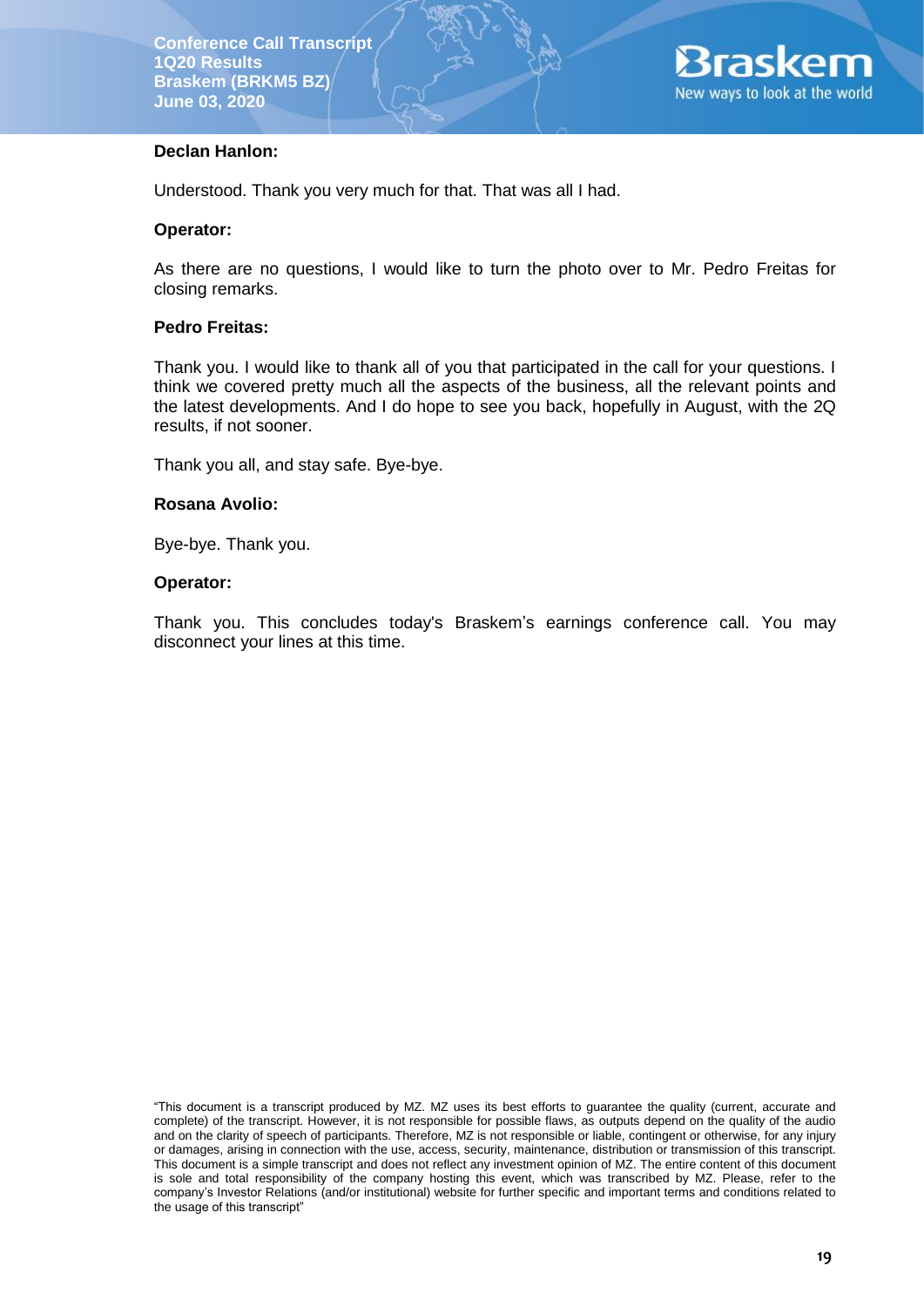**Declan Hanlon:**

Understood. Thank you very much for that. That was all I had.

**Operator:**

As there are no questions, I would like to turn the photo over to Mr. Pedro Freitas for closing remarks.

**Pedro Freitas:**

Thank you. I would like to thank all of you that participated in the call for your questions. I think we covered pretty much all the aspects of the business, all the relevant points and the latest developments. And I do hope to see you back, hopefully in August, with the 2Q results, if not sooner.

Thank you all, and stay safe. Bye-bye.

**Rosana Avolio:**

Bye-bye. Thank you.

**Operator:**

Thank you. This concludes today's Braskem's earnings conference call. You may disconnect your lines at this time.

"This document is a transcript produced by MZ. MZ uses its best efforts to guarantee the quality (current, accurate and complete) of the transcript. However, it is not responsible for possible flaws, as outputs depend on the quality of the audio and on the clarity of speech of participants. Therefore, MZ is not responsible or liable, contingent or otherwise, for any injury or damages, arising in connection with the use, access, security, maintenance, distribution or transmission of this transcript. This document is a simple transcript and does not reflect any investment opinion of MZ. The entire content of this document is sole and total responsibility of the company hosting this event, which was transcribed by MZ. Please, refer to the company's Investor Relations (and/or institutional) website for further specific and important terms and conditions related to the usage of this transcript"